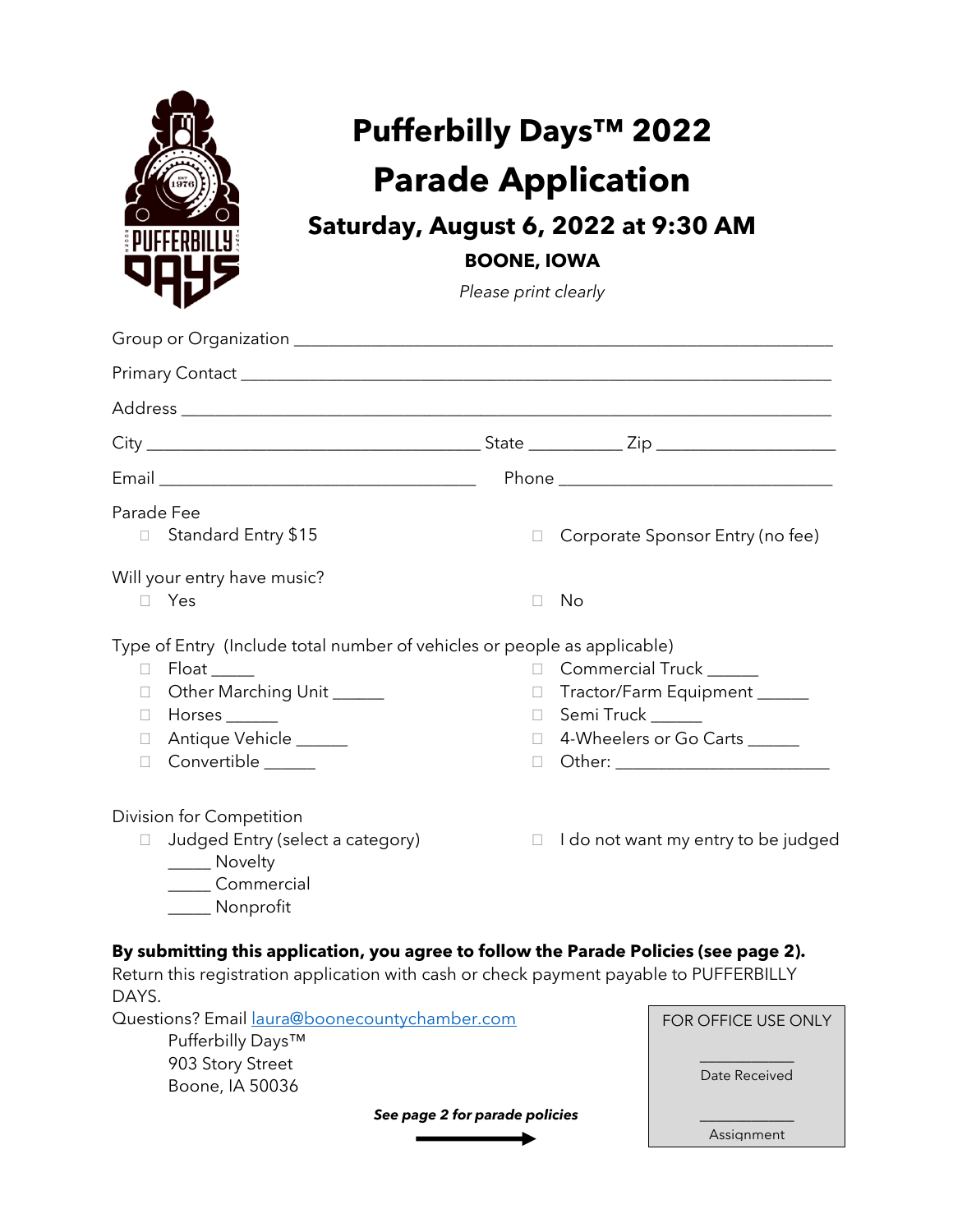# Pufferbilly Days™ 2022

# Parade Application

## Saturday, August 6, 2022 at 9:30 AM

### BOONE, IOWA

*Please print clearly*

Group or Organization ___________________________________________________________

Primary Contact _______________________________________________________________

Address _____________________________________________________________________

City ____________________________________ State __________ Zip ___________________

Email ___________________________________ Phone _______________________________

Parade Fee

- ☐ Standard Entry $15
- ☐ Corporate Sponsor Entry (no fee)

Will your entry have music?

- ☐ Yes
- ☐ No

Type of Entry (Include total number of vehicles or people as applicable)

- ☐ Float _____
- ☐ Other Marching Unit ______
- ☐ Horses ______
- ☐ Antique Vehicle ______
- ☐ Convertible ______
- ☐ Commercial Truck ______
- ☐ Tractor/Farm Equipment ______
- ☐ Semi Truck ______
- ☐ 4-Wheelers or Go Carts ______
- ☐ Other: ________________________

Division for Competition

- ☐ Judged Entry (select a category)
  - _____ Novelty
  - _____ Commercial
  - _____ Nonprofit
- ☐ I do not want my entry to be judged

**By submitting this application, you agree to follow the Parade Policies (see page 2).**

Return this registration application with cash or check payment payable to PUFFERBILLY DAYS.

Questions? Email laura@boonecountychamber.com

Pufferbilly Days™
903 Story Street
Boone, IA 50036

***See page 2 for parade policies***

FOR OFFICE USE ONLY

___________
Date Received

___________
Assignment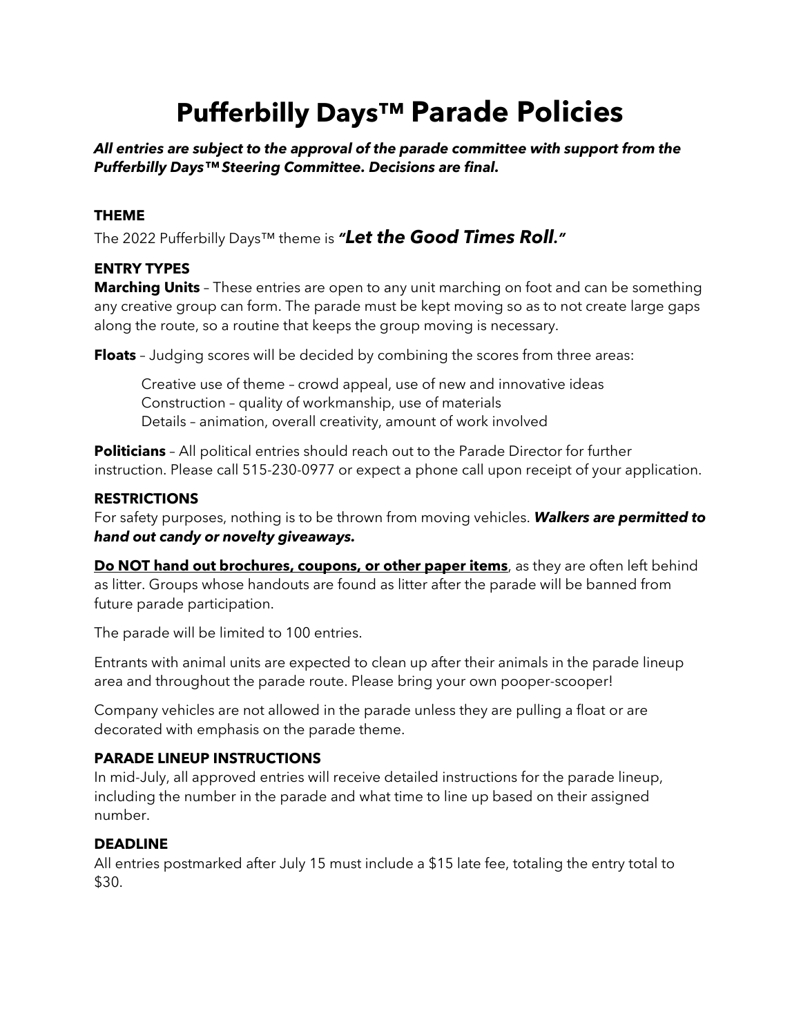# Pufferbilly Days™ Parade Policies

***All entries are subject to the approval of the parade committee with support from the Pufferbilly Days™ Steering Committee. Decisions are final.***

### THEME

The 2022 Pufferbilly Days™ theme is ***"Let the Good Times Roll."***

### ENTRY TYPES

**Marching Units** – These entries are open to any unit marching on foot and can be something any creative group can form. The parade must be kept moving so as to not create large gaps along the route, so a routine that keeps the group moving is necessary.

**Floats** – Judging scores will be decided by combining the scores from three areas:

> Creative use of theme – crowd appeal, use of new and innovative ideas
> Construction – quality of workmanship, use of materials
> Details – animation, overall creativity, amount of work involved

**Politicians** – All political entries should reach out to the Parade Director for further instruction. Please call 515-230-0977 or expect a phone call upon receipt of your application.

### RESTRICTIONS

For safety purposes, nothing is to be thrown from moving vehicles. ***Walkers are permitted to hand out candy or novelty giveaways.***

**Do NOT hand out brochures, coupons, or other paper items**, as they are often left behind as litter. Groups whose handouts are found as litter after the parade will be banned from future parade participation.

The parade will be limited to 100 entries.

Entrants with animal units are expected to clean up after their animals in the parade lineup area and throughout the parade route. Please bring your own pooper-scooper!

Company vehicles are not allowed in the parade unless they are pulling a float or are decorated with emphasis on the parade theme.

### PARADE LINEUP INSTRUCTIONS

In mid-July, all approved entries will receive detailed instructions for the parade lineup, including the number in the parade and what time to line up based on their assigned number.

### DEADLINE

All entries postmarked after July 15 must include a $15 late fee, totaling the entry total to $30.